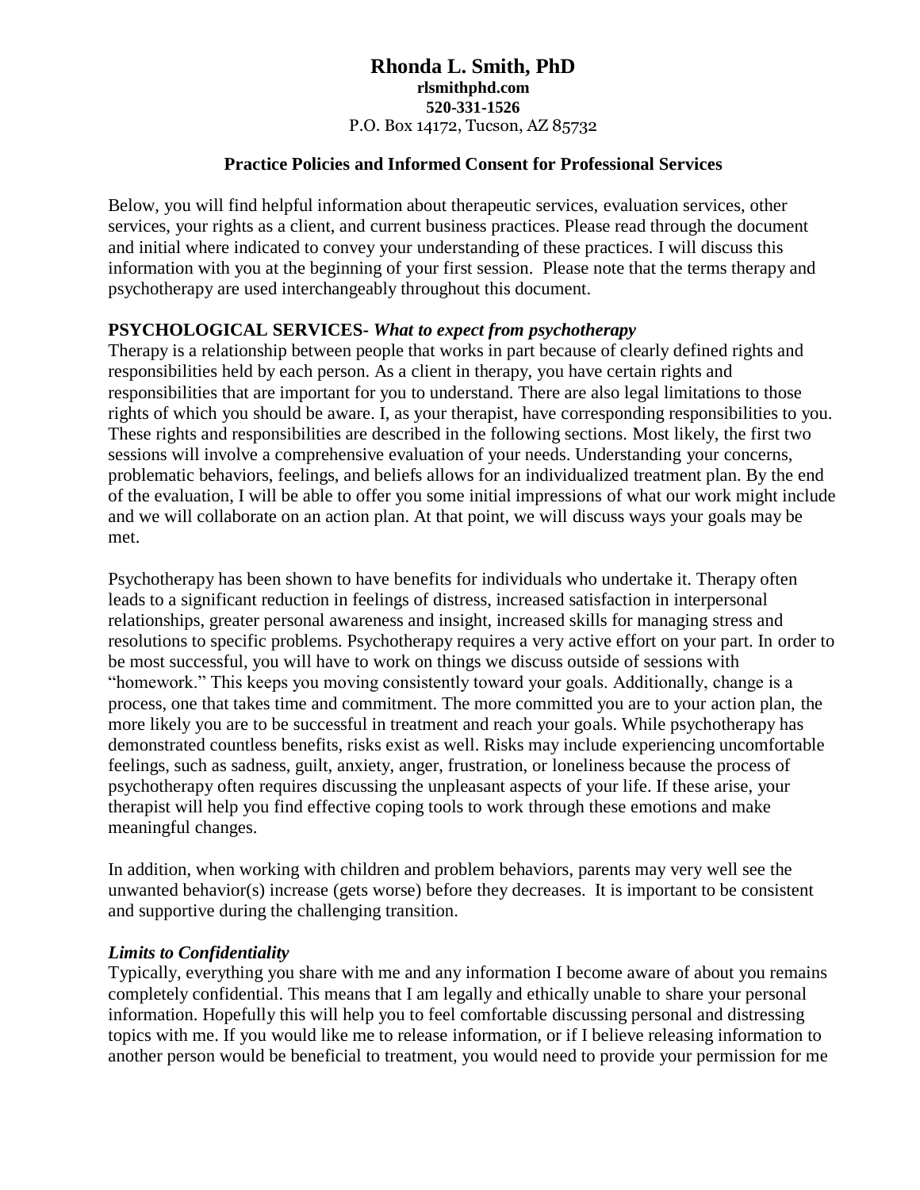# Rhonda L. Smith, PhD

**rlsmithphd.com**
**520-331-1526**
P.O. Box 14172, Tucson, AZ 85732

## Practice Policies and Informed Consent for Professional Services

Below, you will find helpful information about therapeutic services, evaluation services, other services, your rights as a client, and current business practices. Please read through the document and initial where indicated to convey your understanding of these practices. I will discuss this information with you at the beginning of your first session. Please note that the terms therapy and psychotherapy are used interchangeably throughout this document.

### PSYCHOLOGICAL SERVICES- *What to expect from psychotherapy*

Therapy is a relationship between people that works in part because of clearly defined rights and responsibilities held by each person. As a client in therapy, you have certain rights and responsibilities that are important for you to understand. There are also legal limitations to those rights of which you should be aware. I, as your therapist, have corresponding responsibilities to you. These rights and responsibilities are described in the following sections. Most likely, the first two sessions will involve a comprehensive evaluation of your needs. Understanding your concerns, problematic behaviors, feelings, and beliefs allows for an individualized treatment plan. By the end of the evaluation, I will be able to offer you some initial impressions of what our work might include and we will collaborate on an action plan. At that point, we will discuss ways your goals may be met.

Psychotherapy has been shown to have benefits for individuals who undertake it. Therapy often leads to a significant reduction in feelings of distress, increased satisfaction in interpersonal relationships, greater personal awareness and insight, increased skills for managing stress and resolutions to specific problems. Psychotherapy requires a very active effort on your part. In order to be most successful, you will have to work on things we discuss outside of sessions with "homework." This keeps you moving consistently toward your goals. Additionally, change is a process, one that takes time and commitment. The more committed you are to your action plan, the more likely you are to be successful in treatment and reach your goals. While psychotherapy has demonstrated countless benefits, risks exist as well. Risks may include experiencing uncomfortable feelings, such as sadness, guilt, anxiety, anger, frustration, or loneliness because the process of psychotherapy often requires discussing the unpleasant aspects of your life. If these arise, your therapist will help you find effective coping tools to work through these emotions and make meaningful changes.

In addition, when working with children and problem behaviors, parents may very well see the unwanted behavior(s) increase (gets worse) before they decreases. It is important to be consistent and supportive during the challenging transition.

### *Limits to Confidentiality*

Typically, everything you share with me and any information I become aware of about you remains completely confidential. This means that I am legally and ethically unable to share your personal information. Hopefully this will help you to feel comfortable discussing personal and distressing topics with me. If you would like me to release information, or if I believe releasing information to another person would be beneficial to treatment, you would need to provide your permission for me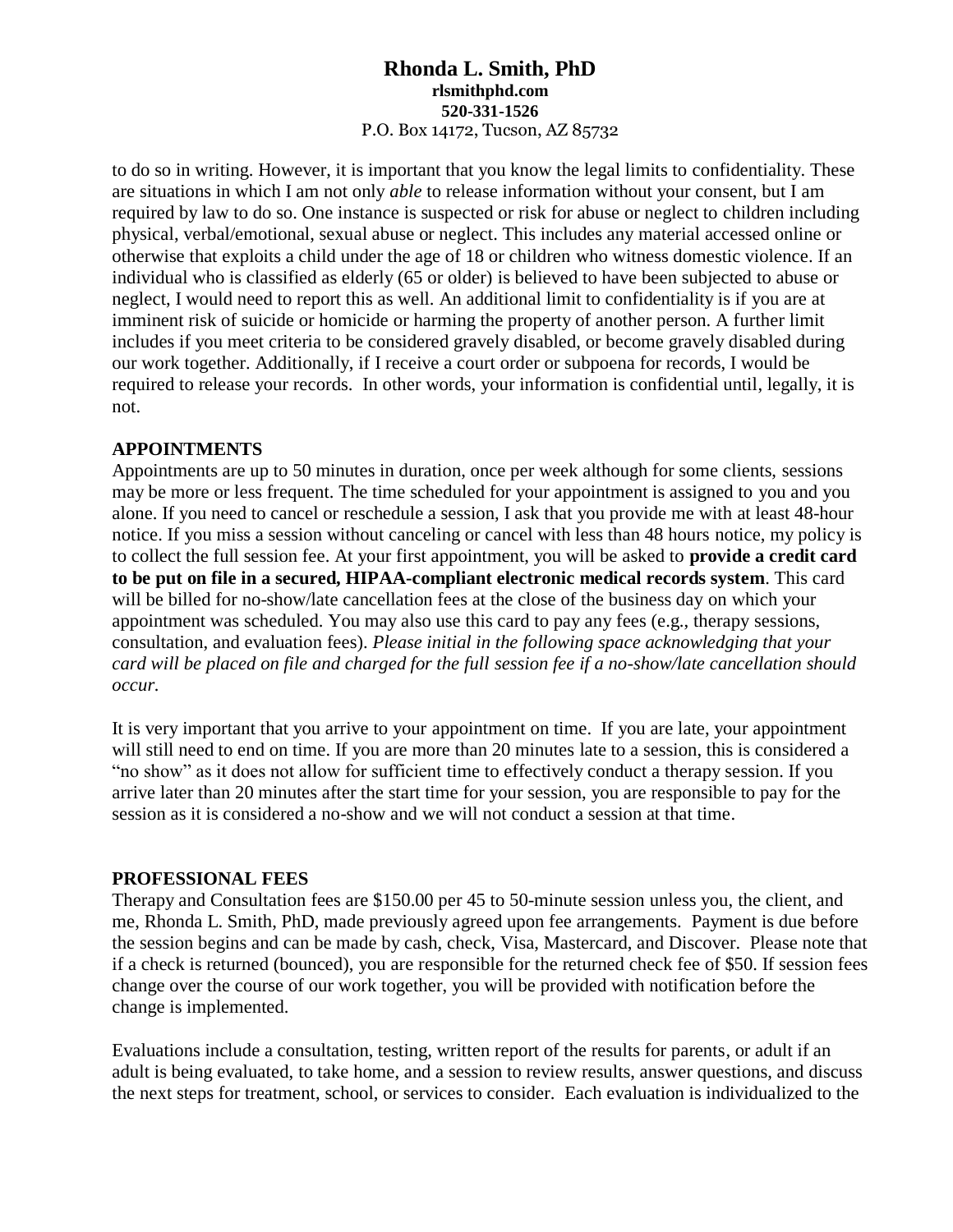to do so in writing. However, it is important that you know the legal limits to confidentiality. These are situations in which I am not only *able* to release information without your consent, but I am required by law to do so. One instance is suspected or risk for abuse or neglect to children including physical, verbal/emotional, sexual abuse or neglect. This includes any material accessed online or otherwise that exploits a child under the age of 18 or children who witness domestic violence. If an individual who is classified as elderly (65 or older) is believed to have been subjected to abuse or neglect, I would need to report this as well. An additional limit to confidentiality is if you are at imminent risk of suicide or homicide or harming the property of another person. A further limit includes if you meet criteria to be considered gravely disabled, or become gravely disabled during our work together. Additionally, if I receive a court order or subpoena for records, I would be required to release your records. In other words, your information is confidential until, legally, it is not.

**APPOINTMENTS**

Appointments are up to 50 minutes in duration, once per week although for some clients, sessions may be more or less frequent. The time scheduled for your appointment is assigned to you and you alone. If you need to cancel or reschedule a session, I ask that you provide me with at least 48-hour notice. If you miss a session without canceling or cancel with less than 48 hours notice, my policy is to collect the full session fee. At your first appointment, you will be asked to **provide a credit card to be put on file in a secured, HIPAA-compliant electronic medical records system**. This card will be billed for no-show/late cancellation fees at the close of the business day on which your appointment was scheduled. You may also use this card to pay any fees (e.g., therapy sessions, consultation, and evaluation fees). *Please initial in the following space acknowledging that your card will be placed on file and charged for the full session fee if a no-show/late cancellation should occur.*

It is very important that you arrive to your appointment on time. If you are late, your appointment will still need to end on time. If you are more than 20 minutes late to a session, this is considered a "no show" as it does not allow for sufficient time to effectively conduct a therapy session. If you arrive later than 20 minutes after the start time for your session, you are responsible to pay for the session as it is considered a no-show and we will not conduct a session at that time.

**PROFESSIONAL FEES**

Therapy and Consultation fees are $150.00 per 45 to 50-minute session unless you, the client, and me, Rhonda L. Smith, PhD, made previously agreed upon fee arrangements. Payment is due before the session begins and can be made by cash, check, Visa, Mastercard, and Discover. Please note that if a check is returned (bounced), you are responsible for the returned check fee of $50. If session fees change over the course of our work together, you will be provided with notification before the change is implemented.

Evaluations include a consultation, testing, written report of the results for parents, or adult if an adult is being evaluated, to take home, and a session to review results, answer questions, and discuss the next steps for treatment, school, or services to consider. Each evaluation is individualized to the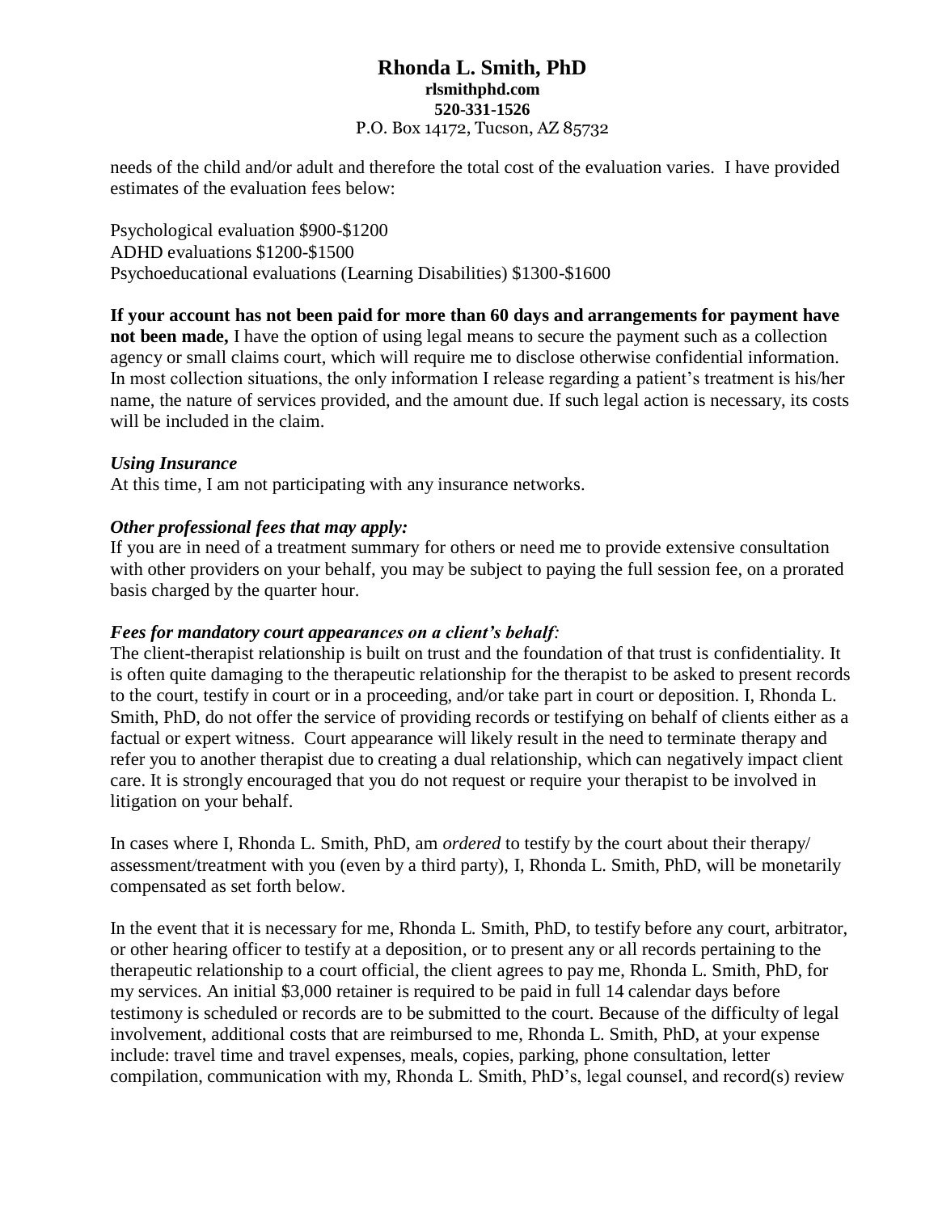needs of the child and/or adult and therefore the total cost of the evaluation varies. I have provided estimates of the evaluation fees below:

Psychological evaluation $900-$1200
ADHD evaluations $1200-$1500
Psychoeducational evaluations (Learning Disabilities) $1300-$1600

**If your account has not been paid for more than 60 days and arrangements for payment have not been made,** I have the option of using legal means to secure the payment such as a collection agency or small claims court, which will require me to disclose otherwise confidential information. In most collection situations, the only information I release regarding a patient's treatment is his/her name, the nature of services provided, and the amount due. If such legal action is necessary, its costs will be included in the claim.

***Using Insurance***

At this time, I am not participating with any insurance networks.

***Other professional fees that may apply:***

If you are in need of a treatment summary for others or need me to provide extensive consultation with other providers on your behalf, you may be subject to paying the full session fee, on a prorated basis charged by the quarter hour.

***Fees for mandatory court appearances on a client's behalf:***

The client-therapist relationship is built on trust and the foundation of that trust is confidentiality. It is often quite damaging to the therapeutic relationship for the therapist to be asked to present records to the court, testify in court or in a proceeding, and/or take part in court or deposition. I, Rhonda L. Smith, PhD, do not offer the service of providing records or testifying on behalf of clients either as a factual or expert witness. Court appearance will likely result in the need to terminate therapy and refer you to another therapist due to creating a dual relationship, which can negatively impact client care. It is strongly encouraged that you do not request or require your therapist to be involved in litigation on your behalf.

In cases where I, Rhonda L. Smith, PhD, am *ordered* to testify by the court about their therapy/ assessment/treatment with you (even by a third party), I, Rhonda L. Smith, PhD, will be monetarily compensated as set forth below.

In the event that it is necessary for me, Rhonda L. Smith, PhD, to testify before any court, arbitrator, or other hearing officer to testify at a deposition, or to present any or all records pertaining to the therapeutic relationship to a court official, the client agrees to pay me, Rhonda L. Smith, PhD, for my services. An initial $3,000 retainer is required to be paid in full 14 calendar days before testimony is scheduled or records are to be submitted to the court. Because of the difficulty of legal involvement, additional costs that are reimbursed to me, Rhonda L. Smith, PhD, at your expense include: travel time and travel expenses, meals, copies, parking, phone consultation, letter compilation, communication with my, Rhonda L. Smith, PhD's, legal counsel, and record(s) review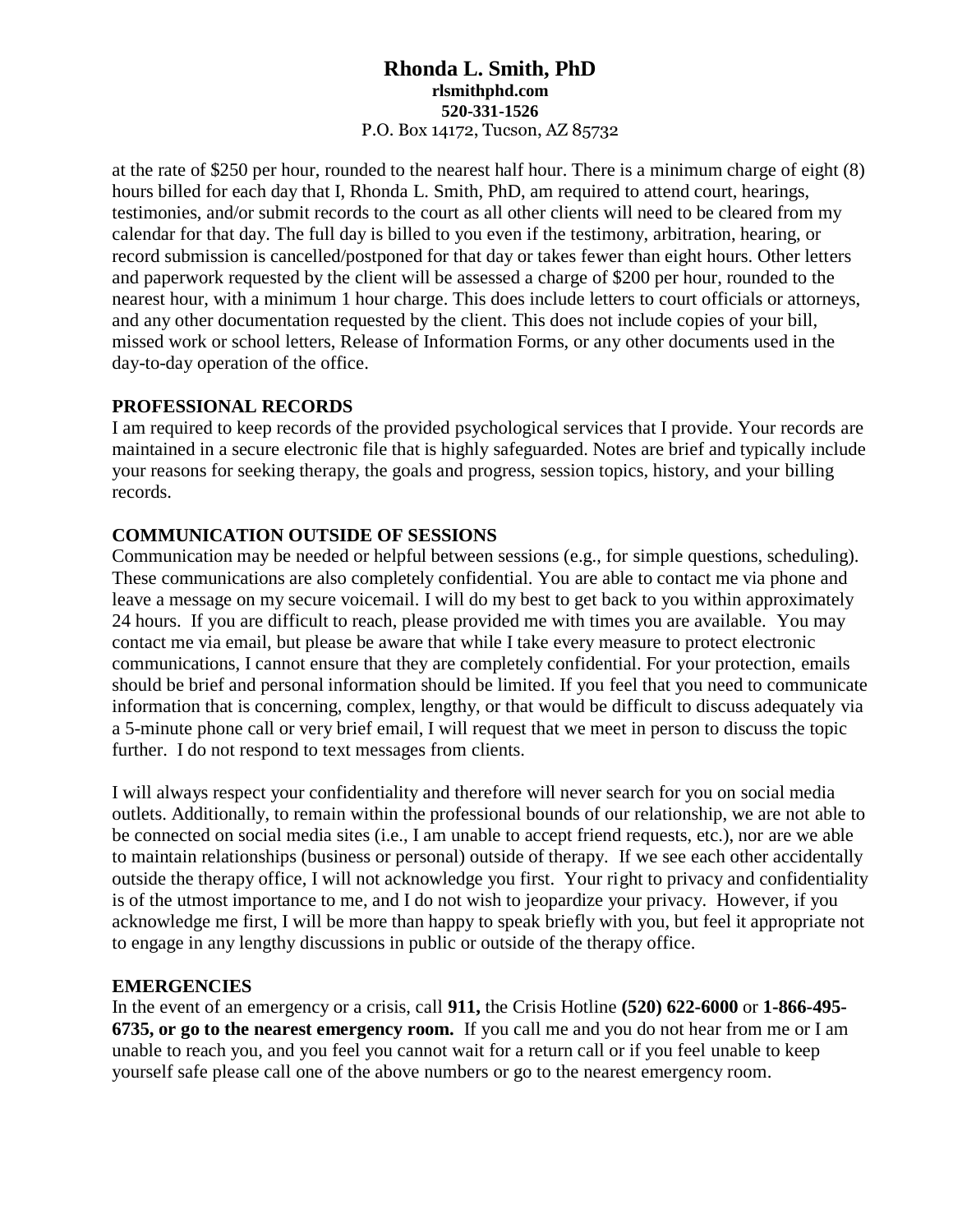at the rate of $250 per hour, rounded to the nearest half hour. There is a minimum charge of eight (8) hours billed for each day that I, Rhonda L. Smith, PhD, am required to attend court, hearings, testimonies, and/or submit records to the court as all other clients will need to be cleared from my calendar for that day. The full day is billed to you even if the testimony, arbitration, hearing, or record submission is cancelled/postponed for that day or takes fewer than eight hours. Other letters and paperwork requested by the client will be assessed a charge of $200 per hour, rounded to the nearest hour, with a minimum 1 hour charge. This does include letters to court officials or attorneys, and any other documentation requested by the client. This does not include copies of your bill, missed work or school letters, Release of Information Forms, or any other documents used in the day-to-day operation of the office.

**PROFESSIONAL RECORDS**

I am required to keep records of the provided psychological services that I provide. Your records are maintained in a secure electronic file that is highly safeguarded. Notes are brief and typically include your reasons for seeking therapy, the goals and progress, session topics, history, and your billing records.

**COMMUNICATION OUTSIDE OF SESSIONS**

Communication may be needed or helpful between sessions (e.g., for simple questions, scheduling). These communications are also completely confidential. You are able to contact me via phone and leave a message on my secure voicemail. I will do my best to get back to you within approximately 24 hours. If you are difficult to reach, please provided me with times you are available. You may contact me via email, but please be aware that while I take every measure to protect electronic communications, I cannot ensure that they are completely confidential. For your protection, emails should be brief and personal information should be limited. If you feel that you need to communicate information that is concerning, complex, lengthy, or that would be difficult to discuss adequately via a 5-minute phone call or very brief email, I will request that we meet in person to discuss the topic further. I do not respond to text messages from clients.

I will always respect your confidentiality and therefore will never search for you on social media outlets. Additionally, to remain within the professional bounds of our relationship, we are not able to be connected on social media sites (i.e., I am unable to accept friend requests, etc.), nor are we able to maintain relationships (business or personal) outside of therapy. If we see each other accidentally outside the therapy office, I will not acknowledge you first. Your right to privacy and confidentiality is of the utmost importance to me, and I do not wish to jeopardize your privacy. However, if you acknowledge me first, I will be more than happy to speak briefly with you, but feel it appropriate not to engage in any lengthy discussions in public or outside of the therapy office.

**EMERGENCIES**

In the event of an emergency or a crisis, call **911,** the Crisis Hotline **(520) 622-6000** or **1-866-495-6735, or go to the nearest emergency room.** If you call me and you do not hear from me or I am unable to reach you, and you feel you cannot wait for a return call or if you feel unable to keep yourself safe please call one of the above numbers or go to the nearest emergency room.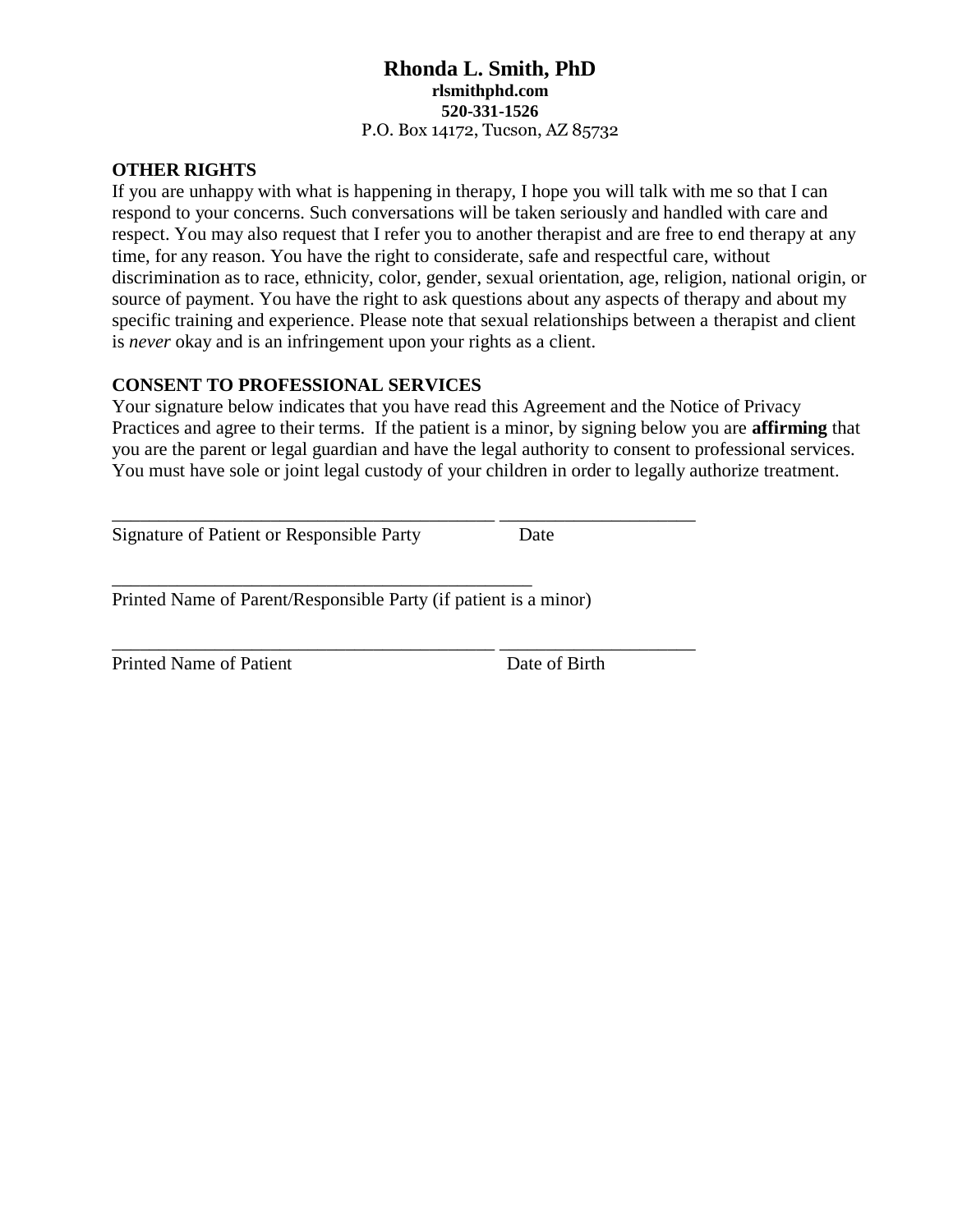**Rhonda L. Smith, PhD**
**rlsmithphd.com**
**520-331-1526**
P.O. Box 14172, Tucson, AZ 85732

## OTHER RIGHTS

If you are unhappy with what is happening in therapy, I hope you will talk with me so that I can respond to your concerns. Such conversations will be taken seriously and handled with care and respect. You may also request that I refer you to another therapist and are free to end therapy at any time, for any reason. You have the right to considerate, safe and respectful care, without discrimination as to race, ethnicity, color, gender, sexual orientation, age, religion, national origin, or source of payment. You have the right to ask questions about any aspects of therapy and about my specific training and experience. Please note that sexual relationships between a therapist and client is *never* okay and is an infringement upon your rights as a client.

## CONSENT TO PROFESSIONAL SERVICES

Your signature below indicates that you have read this Agreement and the Notice of Privacy Practices and agree to their terms. If the patient is a minor, by signing below you are **affirming** that you are the parent or legal guardian and have the legal authority to consent to professional services. You must have sole or joint legal custody of your children in order to legally authorize treatment.

\_\_\_\_\_\_\_\_\_\_\_\_\_\_\_\_\_\_\_\_\_\_\_\_\_\_\_\_\_\_\_\_\_\_\_\_\_\_\_\_\_\_ \_\_\_\_\_\_\_\_\_\_\_\_\_\_\_\_\_\_\_\_\_
Signature of Patient or Responsible Party Date

\_\_\_\_\_\_\_\_\_\_\_\_\_\_\_\_\_\_\_\_\_\_\_\_\_\_\_\_\_\_\_\_\_\_\_\_\_\_\_\_\_\_\_\_\_
Printed Name of Parent/Responsible Party (if patient is a minor)

\_\_\_\_\_\_\_\_\_\_\_\_\_\_\_\_\_\_\_\_\_\_\_\_\_\_\_\_\_\_\_\_\_\_\_\_\_\_\_\_\_\_ \_\_\_\_\_\_\_\_\_\_\_\_\_\_\_\_\_\_\_\_\_
Printed Name of Patient Date of Birth